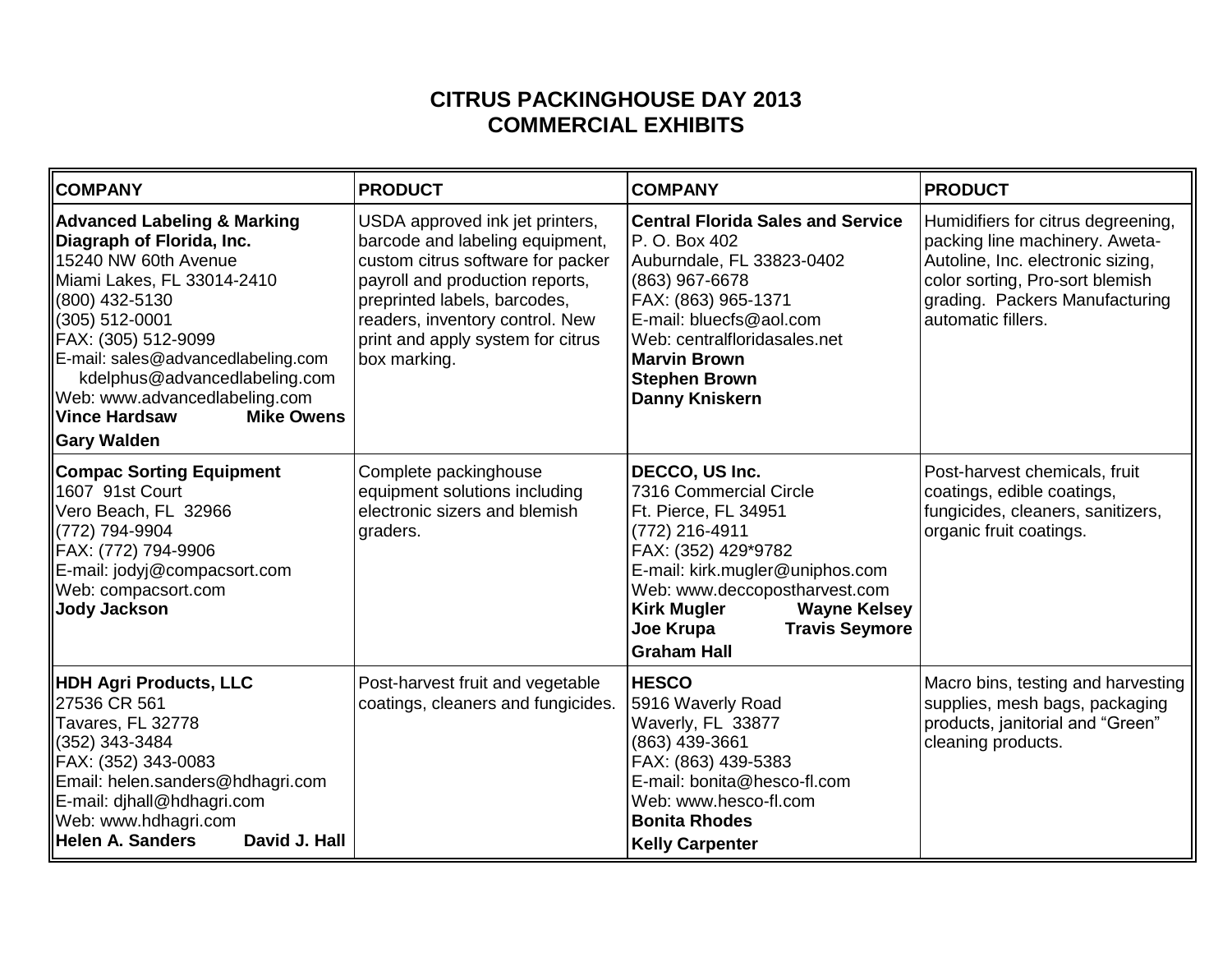# CITRUS PACKINGHOUSE DAY 2013
# COMMERCIAL EXHIBITS

| COMPANY | PRODUCT | COMPANY | PRODUCT |
|---|---|---|---|
| **Advanced Labeling & Marking Diagraph of Florida, Inc.**<br>15240 NW 60th Avenue<br>Miami Lakes, FL 33014-2410<br>(800) 432-5130<br>(305) 512-0001<br>FAX: (305) 512-9099<br>E-mail: sales@advancedlabeling.com<br>kdelphus@advancedlabeling.com<br>Web: www.advancedlabeling.com<br>**Vince Hardsaw** **Mike Owens**<br>**Gary Walden** | USDA approved ink jet printers, barcode and labeling equipment, custom citrus software for packer payroll and production reports, preprinted labels, barcodes, readers, inventory control. New print and apply system for citrus box marking. | **Central Florida Sales and Service**<br>P. O. Box 402<br>Auburndale, FL 33823-0402<br>(863) 967-6678<br>FAX: (863) 965-1371<br>E-mail: bluecfs@aol.com<br>Web: centralfloridasales.net<br>**Marvin Brown**<br>**Stephen Brown**<br>**Danny Kniskern** | Humidifiers for citrus degreening, packing line machinery. Aweta-Autoline, Inc. electronic sizing, color sorting, Pro-sort blemish grading. Packers Manufacturing automatic fillers. |
| **Compac Sorting Equipment**<br>1607 91st Court<br>Vero Beach, FL 32966<br>(772) 794-9904<br>FAX: (772) 794-9906<br>E-mail: jodyj@compacsort.com<br>Web: compacsort.com<br>**Jody Jackson** | Complete packinghouse equipment solutions including electronic sizers and blemish graders. | **DECCO, US Inc.**<br>7316 Commercial Circle<br>Ft. Pierce, FL 34951<br>(772) 216-4911<br>FAX: (352) 429*9782<br>E-mail: kirk.mugler@uniphos.com<br>Web: www.deccopostharvest.com<br>**Kirk Mugler** **Wayne Kelsey**<br>**Joe Krupa** **Travis Seymore**<br>**Graham Hall** | Post-harvest chemicals, fruit coatings, edible coatings, fungicides, cleaners, sanitizers, organic fruit coatings. |
| **HDH Agri Products, LLC**<br>27536 CR 561<br>Tavares, FL 32778<br>(352) 343-3484<br>FAX: (352) 343-0083<br>Email: helen.sanders@hdhagri.com<br>E-mail: djhall@hdhagri.com<br>Web: www.hdhagri.com<br>**Helen A. Sanders** **David J. Hall** | Post-harvest fruit and vegetable coatings, cleaners and fungicides. | **HESCO**<br>5916 Waverly Road<br>Waverly, FL 33877<br>(863) 439-3661<br>FAX: (863) 439-5383<br>E-mail: bonita@hesco-fl.com<br>Web: www.hesco-fl.com<br>**Bonita Rhodes**<br>**Kelly Carpenter** | Macro bins, testing and harvesting supplies, mesh bags, packaging products, janitorial and "Green" cleaning products. |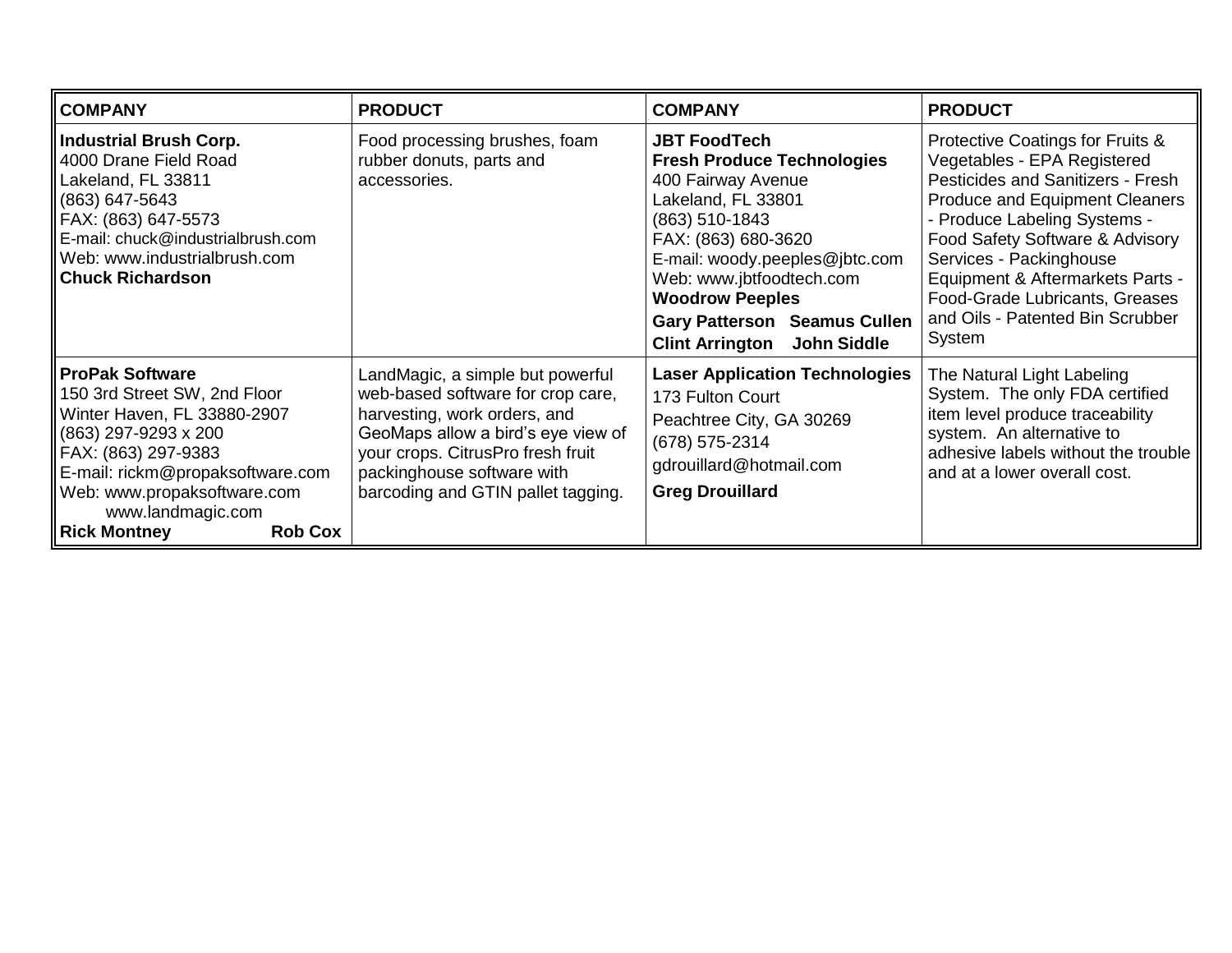| COMPANY | PRODUCT | COMPANY | PRODUCT |
|---|---|---|---|
| **Industrial Brush Corp.**<br>4000 Drane Field Road<br>Lakeland, FL 33811<br>(863) 647-5643<br>FAX: (863) 647-5573<br>E-mail: chuck@industrialbrush.com<br>Web: www.industrialbrush.com<br>**Chuck Richardson** | Food processing brushes, foam rubber donuts, parts and accessories. | **JBT FoodTech**<br>**Fresh Produce Technologies**<br>400 Fairway Avenue<br>Lakeland, FL 33801<br>(863) 510-1843<br>FAX: (863) 680-3620<br>E-mail: woody.peeples@jbtc.com<br>Web: www.jbtfoodtech.com<br>**Woodrow Peeples**<br>**Gary Patterson Seamus Cullen**<br>**Clint Arrington John Siddle** | Protective Coatings for Fruits & Vegetables - EPA Registered Pesticides and Sanitizers - Fresh Produce and Equipment Cleaners - Produce Labeling Systems - Food Safety Software & Advisory Services - Packinghouse Equipment & Aftermarkets Parts - Food-Grade Lubricants, Greases and Oils - Patented Bin Scrubber System |
| **ProPak Software**<br>150 3rd Street SW, 2nd Floor<br>Winter Haven, FL 33880-2907<br>(863) 297-9293 x 200<br>FAX: (863) 297-9383<br>E-mail: rickm@propaksoftware.com<br>Web: www.propaksoftware.com<br>www.landmagic.com<br>**Rick Montney Rob Cox** | LandMagic, a simple but powerful web-based software for crop care, harvesting, work orders, and GeoMaps allow a bird's eye view of your crops. CitrusPro fresh fruit packinghouse software with barcoding and GTIN pallet tagging. | **Laser Application Technologies**<br>173 Fulton Court<br>Peachtree City, GA 30269<br>(678) 575-2314<br>gdrouillard@hotmail.com<br>**Greg Drouillard** | The Natural Light Labeling System. The only FDA certified item level produce traceability system. An alternative to adhesive labels without the trouble and at a lower overall cost. |